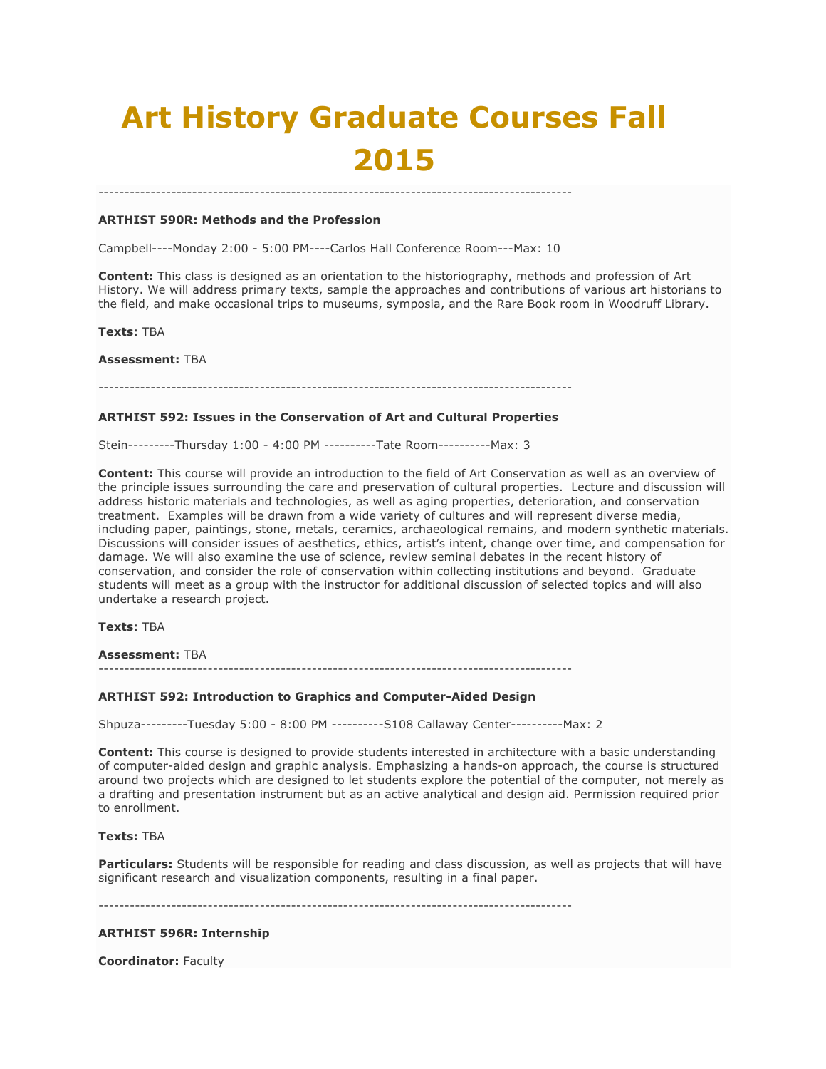# Art History Graduate Courses Fall 2015

---

**ARTHIST 590R: Methods and the Profession**

Campbell----Monday 2:00 - 5:00 PM----Carlos Hall Conference Room---Max: 10

**Content:** This class is designed as an orientation to the historiography, methods and profession of Art History. We will address primary texts, sample the approaches and contributions of various art historians to the field, and make occasional trips to museums, symposia, and the Rare Book room in Woodruff Library.

**Texts:** TBA

**Assessment:** TBA

---

**ARTHIST 592: Issues in the Conservation of Art and Cultural Properties**

Stein---------Thursday 1:00 - 4:00 PM ----------Tate Room----------Max: 3

**Content:** This course will provide an introduction to the field of Art Conservation as well as an overview of the principle issues surrounding the care and preservation of cultural properties. Lecture and discussion will address historic materials and technologies, as well as aging properties, deterioration, and conservation treatment. Examples will be drawn from a wide variety of cultures and will represent diverse media, including paper, paintings, stone, metals, ceramics, archaeological remains, and modern synthetic materials. Discussions will consider issues of aesthetics, ethics, artist's intent, change over time, and compensation for damage. We will also examine the use of science, review seminal debates in the recent history of conservation, and consider the role of conservation within collecting institutions and beyond. Graduate students will meet as a group with the instructor for additional discussion of selected topics and will also undertake a research project.

**Texts:** TBA

**Assessment:** TBA

---

**ARTHIST 592: Introduction to Graphics and Computer-Aided Design**

Shpuza---------Tuesday 5:00 - 8:00 PM ----------S108 Callaway Center----------Max: 2

**Content:** This course is designed to provide students interested in architecture with a basic understanding of computer-aided design and graphic analysis. Emphasizing a hands-on approach, the course is structured around two projects which are designed to let students explore the potential of the computer, not merely as a drafting and presentation instrument but as an active analytical and design aid. Permission required prior to enrollment.

**Texts:** TBA

**Particulars:** Students will be responsible for reading and class discussion, as well as projects that will have significant research and visualization components, resulting in a final paper.

---

**ARTHIST 596R: Internship**

**Coordinator:** Faculty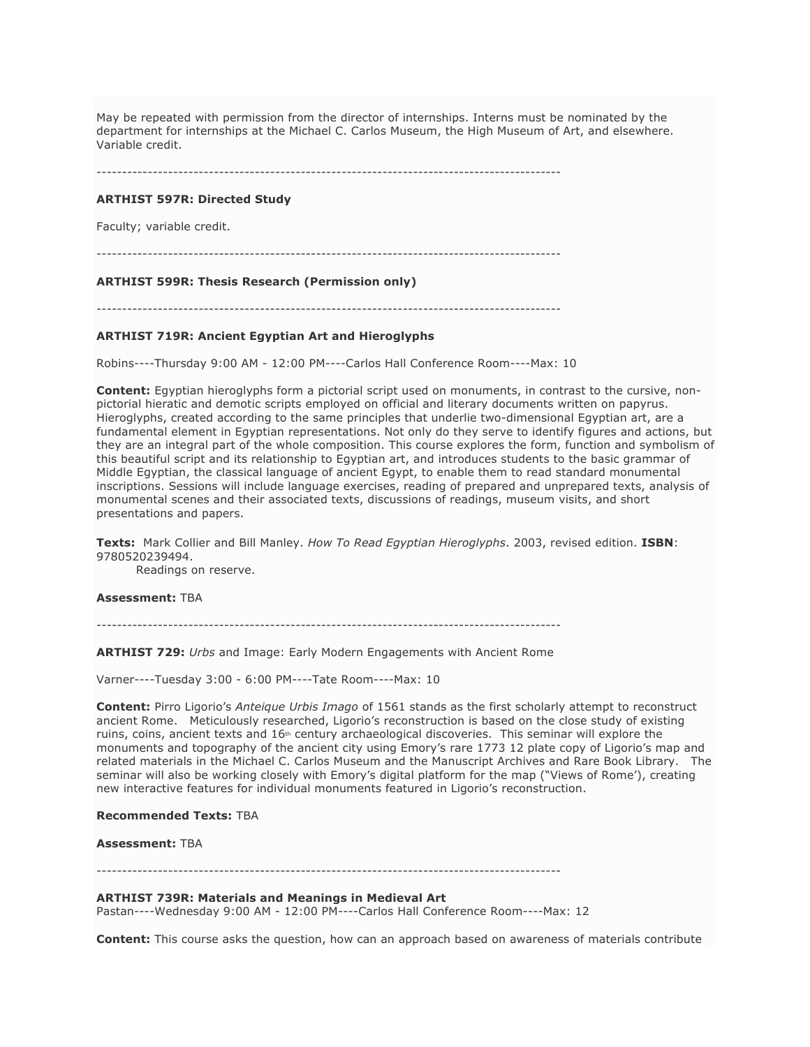May be repeated with permission from the director of internships. Interns must be nominated by the department for internships at the Michael C. Carlos Museum, the High Museum of Art, and elsewhere. Variable credit.

-------------------------------------------------------------------------------------------

**ARTHIST 597R: Directed Study**

Faculty; variable credit.

-------------------------------------------------------------------------------------------

**ARTHIST 599R: Thesis Research (Permission only)**

-------------------------------------------------------------------------------------------

**ARTHIST 719R: Ancient Egyptian Art and Hieroglyphs**

Robins----Thursday 9:00 AM - 12:00 PM----Carlos Hall Conference Room----Max: 10

**Content:** Egyptian hieroglyphs form a pictorial script used on monuments, in contrast to the cursive, non-pictorial hieratic and demotic scripts employed on official and literary documents written on papyrus. Hieroglyphs, created according to the same principles that underlie two-dimensional Egyptian art, are a fundamental element in Egyptian representations. Not only do they serve to identify figures and actions, but they are an integral part of the whole composition. This course explores the form, function and symbolism of this beautiful script and its relationship to Egyptian art, and introduces students to the basic grammar of Middle Egyptian, the classical language of ancient Egypt, to enable them to read standard monumental inscriptions. Sessions will include language exercises, reading of prepared and unprepared texts, analysis of monumental scenes and their associated texts, discussions of readings, museum visits, and short presentations and papers.

**Texts:** Mark Collier and Bill Manley. *How To Read Egyptian Hieroglyphs*. 2003, revised edition. **ISBN**: 9780520239494.
Readings on reserve.

**Assessment:** TBA

-------------------------------------------------------------------------------------------

**ARTHIST 729:** *Urbs* and Image: Early Modern Engagements with Ancient Rome

Varner----Tuesday 3:00 - 6:00 PM----Tate Room----Max: 10

**Content:** Pirro Ligorio's *Anteique Urbis Imago* of 1561 stands as the first scholarly attempt to reconstruct ancient Rome. Meticulously researched, Ligorio's reconstruction is based on the close study of existing ruins, coins, ancient texts and 16th century archaeological discoveries. This seminar will explore the monuments and topography of the ancient city using Emory's rare 1773 12 plate copy of Ligorio's map and related materials in the Michael C. Carlos Museum and the Manuscript Archives and Rare Book Library. The seminar will also be working closely with Emory's digital platform for the map ("Views of Rome'), creating new interactive features for individual monuments featured in Ligorio's reconstruction.

**Recommended Texts:** TBA

**Assessment:** TBA

-------------------------------------------------------------------------------------------

**ARTHIST 739R: Materials and Meanings in Medieval Art**
Pastan----Wednesday 9:00 AM - 12:00 PM----Carlos Hall Conference Room----Max: 12

**Content:** This course asks the question, how can an approach based on awareness of materials contribute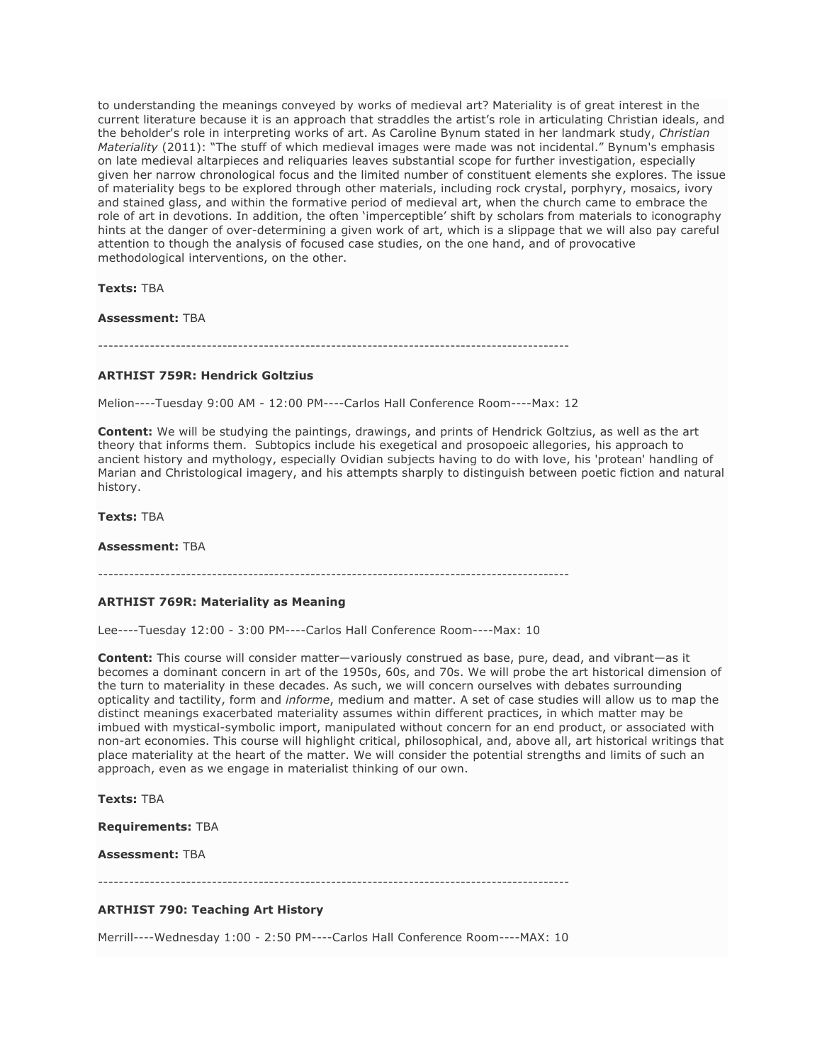to understanding the meanings conveyed by works of medieval art? Materiality is of great interest in the current literature because it is an approach that straddles the artist's role in articulating Christian ideals, and the beholder's role in interpreting works of art. As Caroline Bynum stated in her landmark study, *Christian Materiality* (2011): "The stuff of which medieval images were made was not incidental." Bynum's emphasis on late medieval altarpieces and reliquaries leaves substantial scope for further investigation, especially given her narrow chronological focus and the limited number of constituent elements she explores. The issue of materiality begs to be explored through other materials, including rock crystal, porphyry, mosaics, ivory and stained glass, and within the formative period of medieval art, when the church came to embrace the role of art in devotions. In addition, the often 'imperceptible' shift by scholars from materials to iconography hints at the danger of over-determining a given work of art, which is a slippage that we will also pay careful attention to though the analysis of focused case studies, on the one hand, and of provocative methodological interventions, on the other.

**Texts:** TBA

**Assessment:** TBA

------------------------------------------------------------------------------------------

**ARTHIST 759R: Hendrick Goltzius**

Melion----Tuesday 9:00 AM - 12:00 PM----Carlos Hall Conference Room----Max: 12

**Content:** We will be studying the paintings, drawings, and prints of Hendrick Goltzius, as well as the art theory that informs them. Subtopics include his exegetical and prosopoeic allegories, his approach to ancient history and mythology, especially Ovidian subjects having to do with love, his 'protean' handling of Marian and Christological imagery, and his attempts sharply to distinguish between poetic fiction and natural history.

**Texts:** TBA

**Assessment:** TBA

------------------------------------------------------------------------------------------

**ARTHIST 769R: Materiality as Meaning**

Lee----Tuesday 12:00 - 3:00 PM----Carlos Hall Conference Room----Max: 10

**Content:** This course will consider matter—variously construed as base, pure, dead, and vibrant—as it becomes a dominant concern in art of the 1950s, 60s, and 70s. We will probe the art historical dimension of the turn to materiality in these decades. As such, we will concern ourselves with debates surrounding opticality and tactility, form and *informe*, medium and matter. A set of case studies will allow us to map the distinct meanings exacerbated materiality assumes within different practices, in which matter may be imbued with mystical-symbolic import, manipulated without concern for an end product, or associated with non-art economies. This course will highlight critical, philosophical, and, above all, art historical writings that place materiality at the heart of the matter. We will consider the potential strengths and limits of such an approach, even as we engage in materialist thinking of our own.

**Texts:** TBA

**Requirements:** TBA

**Assessment:** TBA

------------------------------------------------------------------------------------------

**ARTHIST 790: Teaching Art History**

Merrill----Wednesday 1:00 - 2:50 PM----Carlos Hall Conference Room----MAX: 10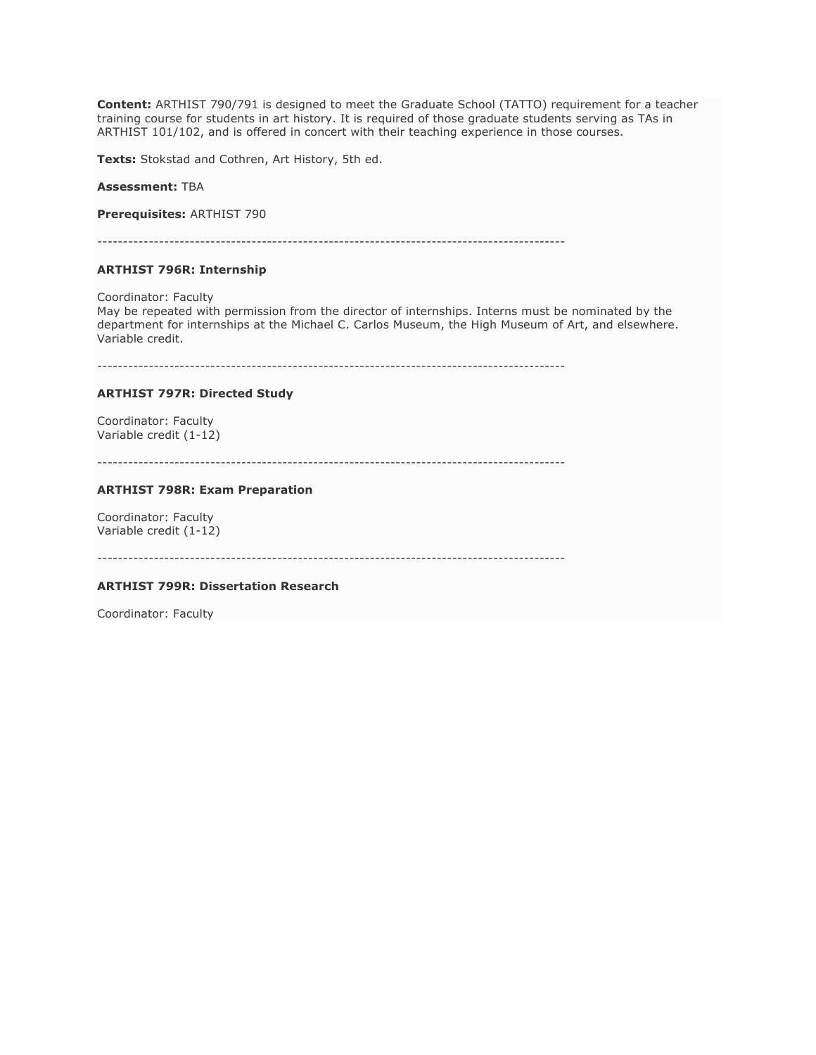**Content:** ARTHIST 790/791 is designed to meet the Graduate School (TATTO) requirement for a teacher training course for students in art history. It is required of those graduate students serving as TAs in ARTHIST 101/102, and is offered in concert with their teaching experience in those courses.

**Texts:** Stokstad and Cothren, Art History, 5th ed.

**Assessment:** TBA

**Prerequisites:** ARTHIST 790

---

**ARTHIST 796R: Internship**

Coordinator: Faculty
May be repeated with permission from the director of internships. Interns must be nominated by the department for internships at the Michael C. Carlos Museum, the High Museum of Art, and elsewhere. Variable credit.

---

**ARTHIST 797R: Directed Study**

Coordinator: Faculty
Variable credit (1-12)

---

**ARTHIST 798R: Exam Preparation**

Coordinator: Faculty
Variable credit (1-12)

---

**ARTHIST 799R: Dissertation Research**

Coordinator: Faculty